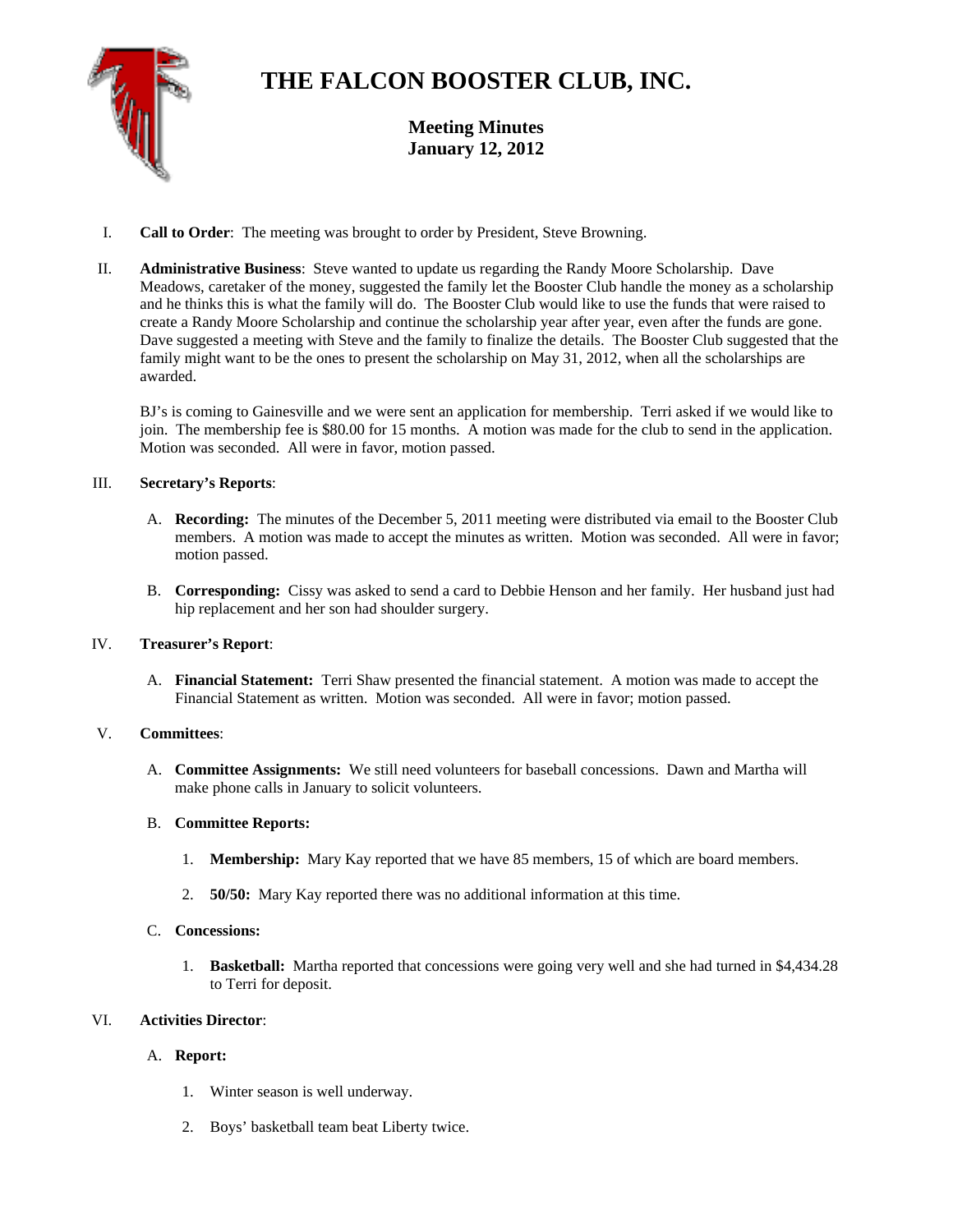# THE FALCON BOOSTER CLUB, INC.

## Meeting Minutes
## January 12, 2012

I. **Call to Order**: The meeting was brought to order by President, Steve Browning.

II. **Administrative Business**: Steve wanted to update us regarding the Randy Moore Scholarship. Dave Meadows, caretaker of the money, suggested the family let the Booster Club handle the money as a scholarship and he thinks this is what the family will do. The Booster Club would like to use the funds that were raised to create a Randy Moore Scholarship and continue the scholarship year after year, even after the funds are gone. Dave suggested a meeting with Steve and the family to finalize the details. The Booster Club suggested that the family might want to be the ones to present the scholarship on May 31, 2012, when all the scholarships are awarded.

   BJ's is coming to Gainesville and we were sent an application for membership. Terri asked if we would like to join. The membership fee is $80.00 for 15 months. A motion was made for the club to send in the application. Motion was seconded. All were in favor, motion passed.

III. **Secretary's Reports**:

   A. **Recording:** The minutes of the December 5, 2011 meeting were distributed via email to the Booster Club members. A motion was made to accept the minutes as written. Motion was seconded. All were in favor; motion passed.

   B. **Corresponding:** Cissy was asked to send a card to Debbie Henson and her family. Her husband just had hip replacement and her son had shoulder surgery.

IV. **Treasurer's Report**:

   A. **Financial Statement:** Terri Shaw presented the financial statement. A motion was made to accept the Financial Statement as written. Motion was seconded. All were in favor; motion passed.

V. **Committees**:

   A. **Committee Assignments:** We still need volunteers for baseball concessions. Dawn and Martha will make phone calls in January to solicit volunteers.

   B. **Committee Reports:**

      1. **Membership:** Mary Kay reported that we have 85 members, 15 of which are board members.

      2. **50/50:** Mary Kay reported there was no additional information at this time.

   C. **Concessions:**

      1. **Basketball:** Martha reported that concessions were going very well and she had turned in $4,434.28 to Terri for deposit.

VI. **Activities Director**:

   A. **Report:**

      1. Winter season is well underway.

      2. Boys' basketball team beat Liberty twice.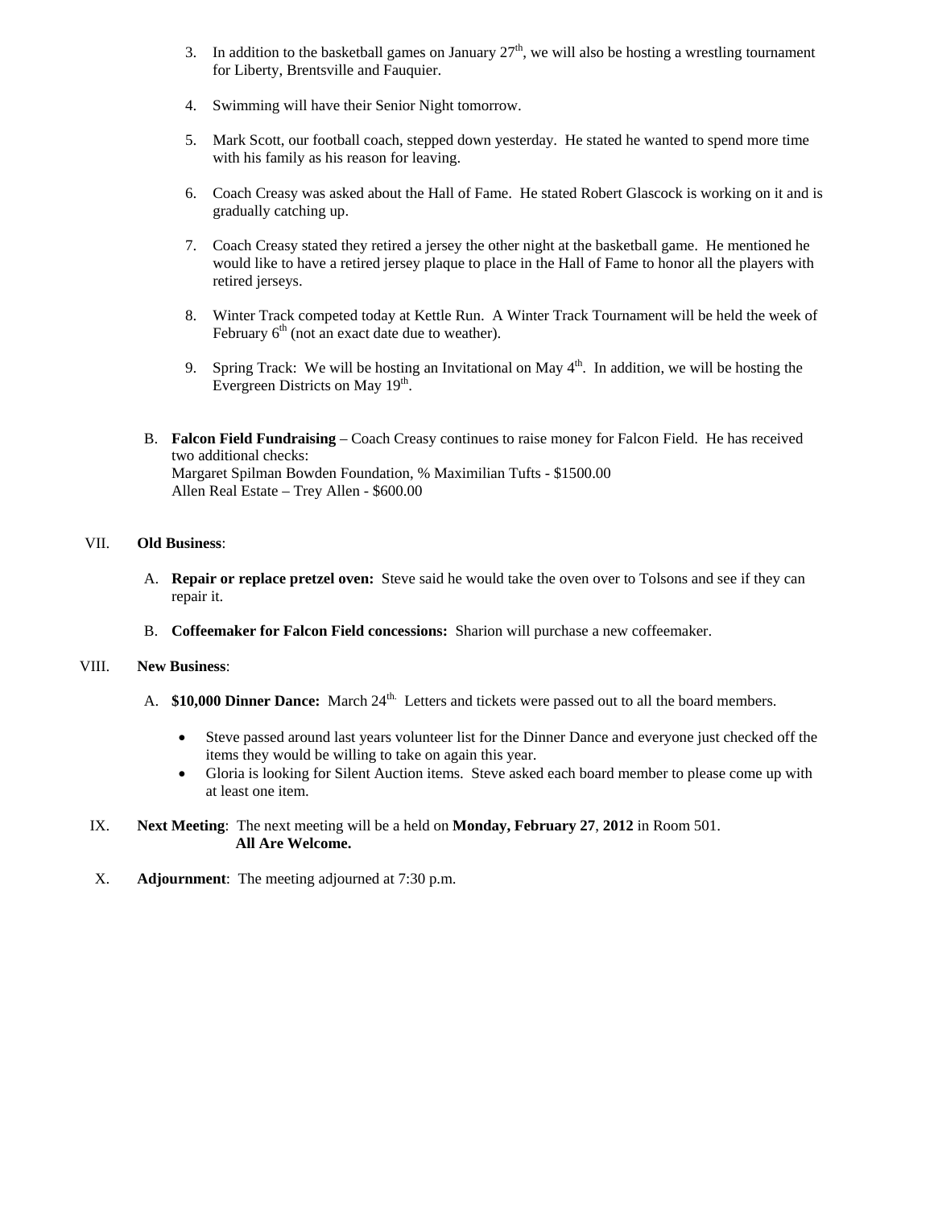3. In addition to the basketball games on January 27th, we will also be hosting a wrestling tournament for Liberty, Brentsville and Fauquier.

4. Swimming will have their Senior Night tomorrow.

5. Mark Scott, our football coach, stepped down yesterday. He stated he wanted to spend more time with his family as his reason for leaving.

6. Coach Creasy was asked about the Hall of Fame. He stated Robert Glascock is working on it and is gradually catching up.

7. Coach Creasy stated they retired a jersey the other night at the basketball game. He mentioned he would like to have a retired jersey plaque to place in the Hall of Fame to honor all the players with retired jerseys.

8. Winter Track competed today at Kettle Run. A Winter Track Tournament will be held the week of February 6th (not an exact date due to weather).

9. Spring Track: We will be hosting an Invitational on May 4th. In addition, we will be hosting the Evergreen Districts on May 19th.

B. **Falcon Field Fundraising** – Coach Creasy continues to raise money for Falcon Field. He has received two additional checks:
Margaret Spilman Bowden Foundation, % Maximilian Tufts - $1500.00
Allen Real Estate – Trey Allen - $600.00

VII. **Old Business**:

A. **Repair or replace pretzel oven:** Steve said he would take the oven over to Tolsons and see if they can repair it.

B. **Coffeemaker for Falcon Field concessions:** Sharion will purchase a new coffeemaker.

VIII. **New Business**:

A. **$10,000 Dinner Dance:** March 24th. Letters and tickets were passed out to all the board members.

- Steve passed around last years volunteer list for the Dinner Dance and everyone just checked off the items they would be willing to take on again this year.
- Gloria is looking for Silent Auction items. Steve asked each board member to please come up with at least one item.

IX. **Next Meeting**: The next meeting will be a held on **Monday, February 27**, **2012** in Room 501.
**All Are Welcome.**

X. **Adjournment**: The meeting adjourned at 7:30 p.m.